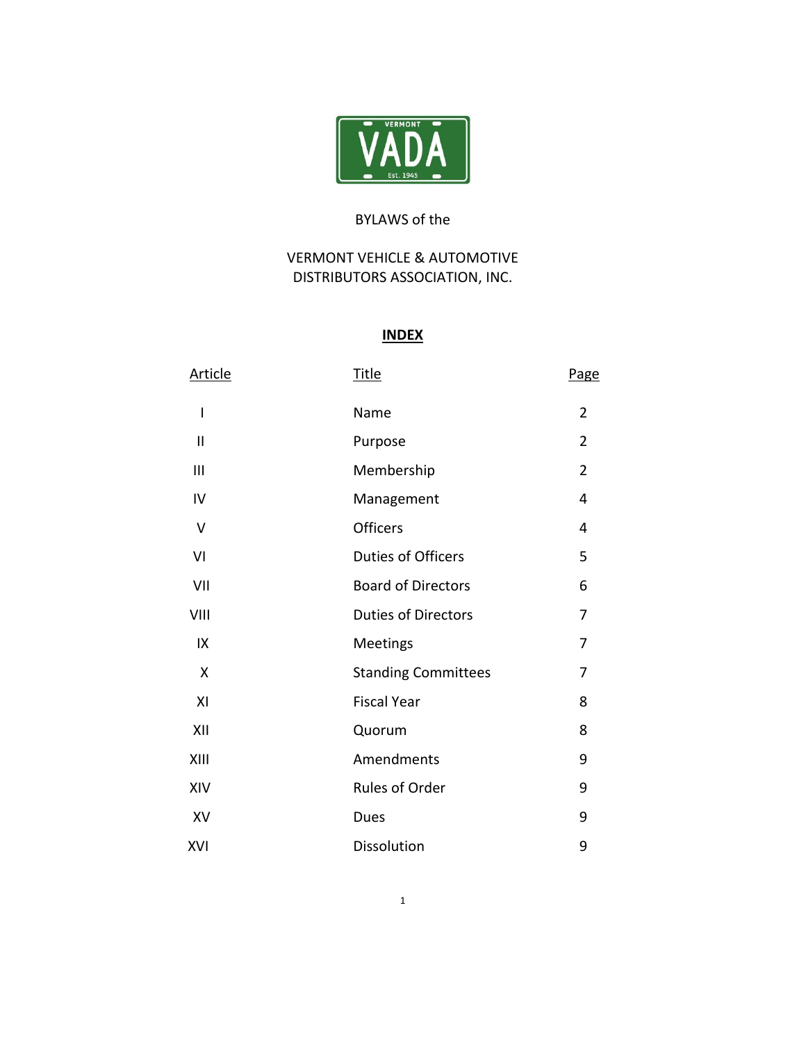VERMONT

VADA

Est. 1945

BYLAWS of the

VERMONT VEHICLE & AUTOMOTIVE DISTRIBUTORS ASSOCIATION, INC.

## INDEX

| Article | Title | Page |
|---|---|---|
| I | Name | 2 |
| II | Purpose | 2 |
| III | Membership | 2 |
| IV | Management | 4 |
| V | Officers | 4 |
| VI | Duties of Officers | 5 |
| VII | Board of Directors | 6 |
| VIII | Duties of Directors | 7 |
| IX | Meetings | 7 |
| X | Standing Committees | 7 |
| XI | Fiscal Year | 8 |
| XII | Quorum | 8 |
| XIII | Amendments | 9 |
| XIV | Rules of Order | 9 |
| XV | Dues | 9 |
| XVI | Dissolution | 9 |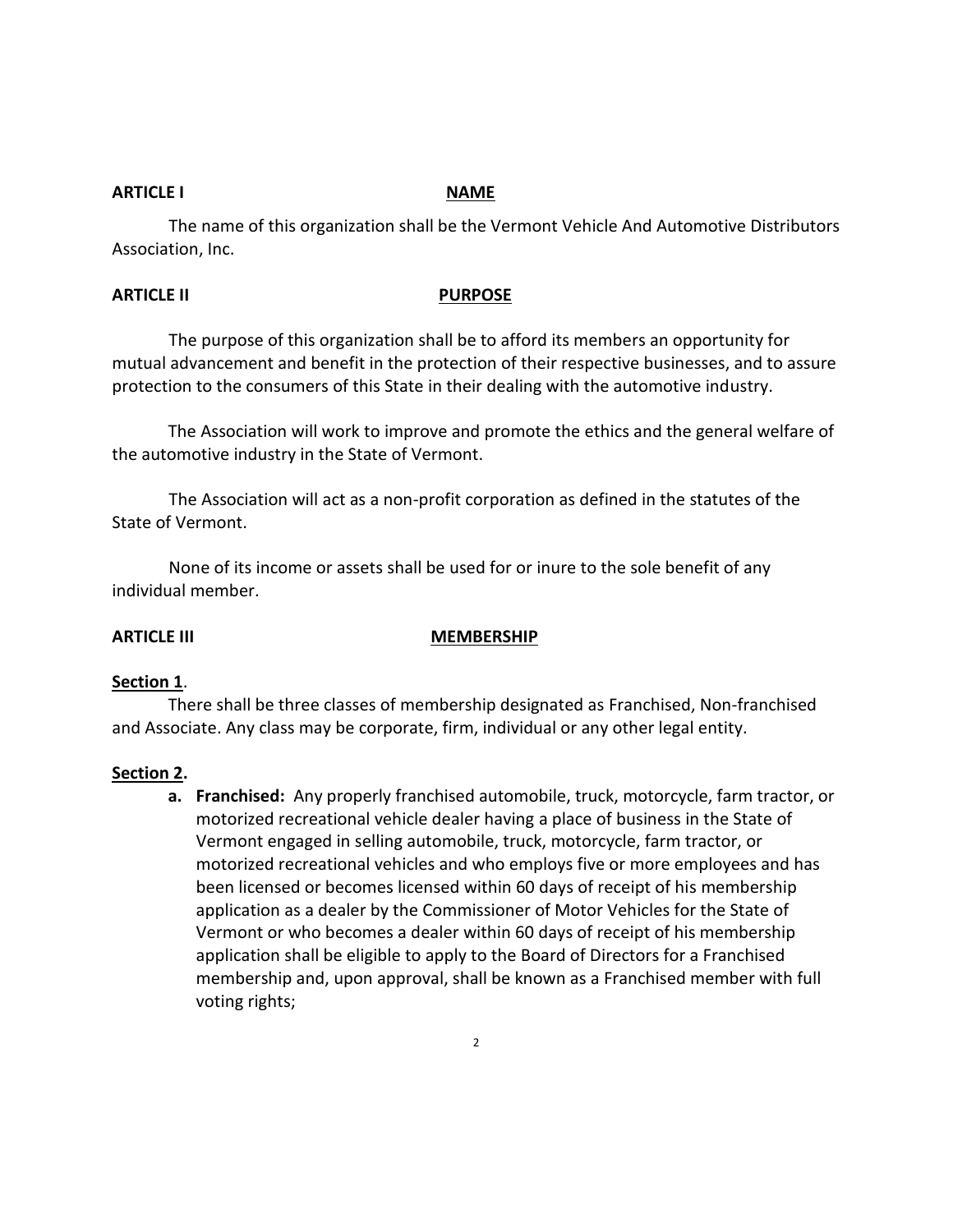## ARTICLE I NAME

The name of this organization shall be the Vermont Vehicle And Automotive Distributors Association, Inc.

## ARTICLE II PURPOSE

The purpose of this organization shall be to afford its members an opportunity for mutual advancement and benefit in the protection of their respective businesses, and to assure protection to the consumers of this State in their dealing with the automotive industry.

The Association will work to improve and promote the ethics and the general welfare of the automotive industry in the State of Vermont.

The Association will act as a non-profit corporation as defined in the statutes of the State of Vermont.

None of its income or assets shall be used for or inure to the sole benefit of any individual member.

## ARTICLE III MEMBERSHIP

### Section 1.

There shall be three classes of membership designated as Franchised, Non-franchised and Associate. Any class may be corporate, firm, individual or any other legal entity.

### Section 2.

a. **Franchised:** Any properly franchised automobile, truck, motorcycle, farm tractor, or motorized recreational vehicle dealer having a place of business in the State of Vermont engaged in selling automobile, truck, motorcycle, farm tractor, or motorized recreational vehicles and who employs five or more employees and has been licensed or becomes licensed within 60 days of receipt of his membership application as a dealer by the Commissioner of Motor Vehicles for the State of Vermont or who becomes a dealer within 60 days of receipt of his membership application shall be eligible to apply to the Board of Directors for a Franchised membership and, upon approval, shall be known as a Franchised member with full voting rights;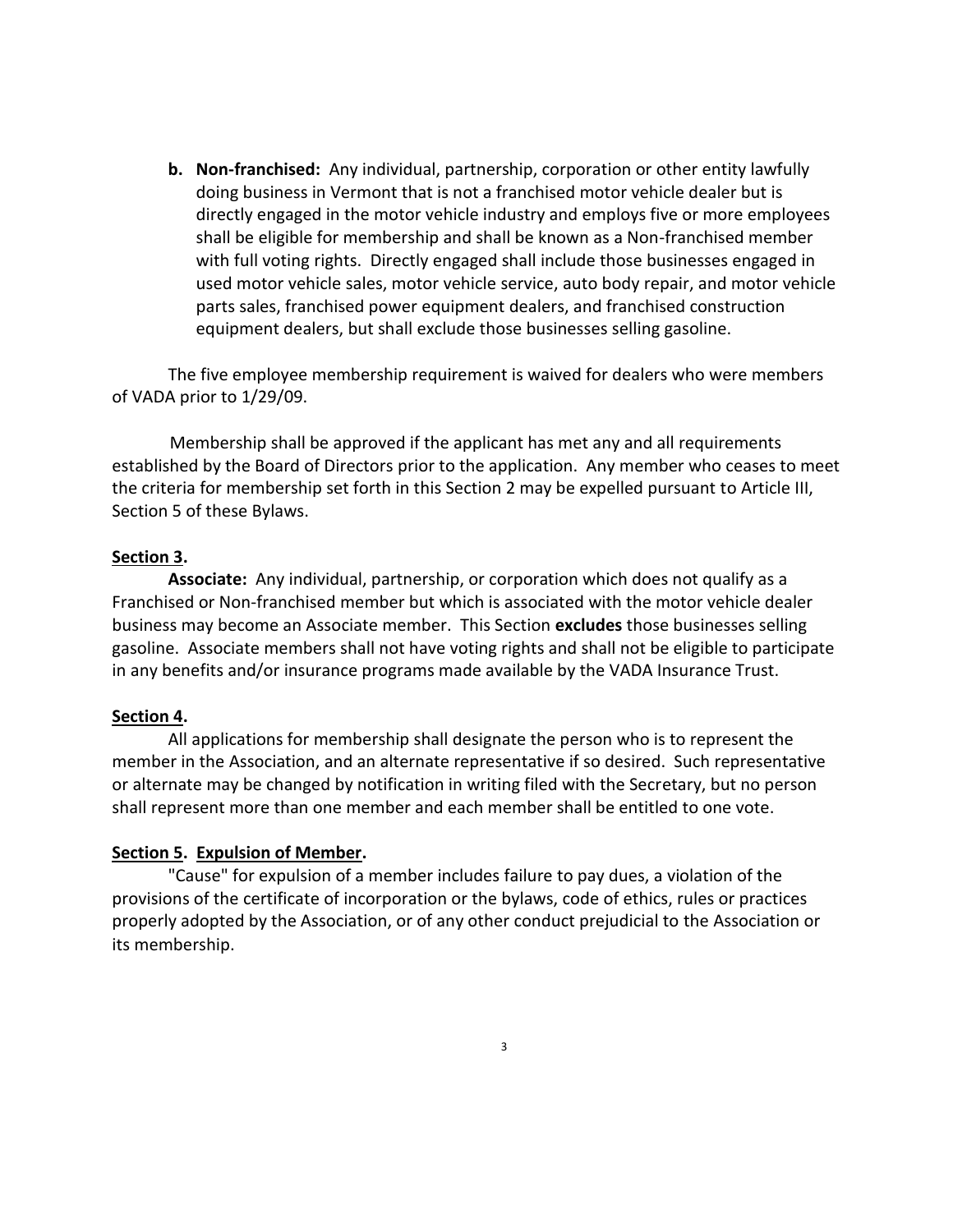b. **Non-franchised:** Any individual, partnership, corporation or other entity lawfully doing business in Vermont that is not a franchised motor vehicle dealer but is directly engaged in the motor vehicle industry and employs five or more employees shall be eligible for membership and shall be known as a Non-franchised member with full voting rights. Directly engaged shall include those businesses engaged in used motor vehicle sales, motor vehicle service, auto body repair, and motor vehicle parts sales, franchised power equipment dealers, and franchised construction equipment dealers, but shall exclude those businesses selling gasoline.

The five employee membership requirement is waived for dealers who were members of VADA prior to 1/29/09.

Membership shall be approved if the applicant has met any and all requirements established by the Board of Directors prior to the application. Any member who ceases to meet the criteria for membership set forth in this Section 2 may be expelled pursuant to Article III, Section 5 of these Bylaws.

**Section 3.**

**Associate:** Any individual, partnership, or corporation which does not qualify as a Franchised or Non-franchised member but which is associated with the motor vehicle dealer business may become an Associate member. This Section **excludes** those businesses selling gasoline. Associate members shall not have voting rights and shall not be eligible to participate in any benefits and/or insurance programs made available by the VADA Insurance Trust.

**Section 4.**

All applications for membership shall designate the person who is to represent the member in the Association, and an alternate representative if so desired. Such representative or alternate may be changed by notification in writing filed with the Secretary, but no person shall represent more than one member and each member shall be entitled to one vote.

**Section 5. Expulsion of Member.**

"Cause" for expulsion of a member includes failure to pay dues, a violation of the provisions of the certificate of incorporation or the bylaws, code of ethics, rules or practices properly adopted by the Association, or of any other conduct prejudicial to the Association or its membership.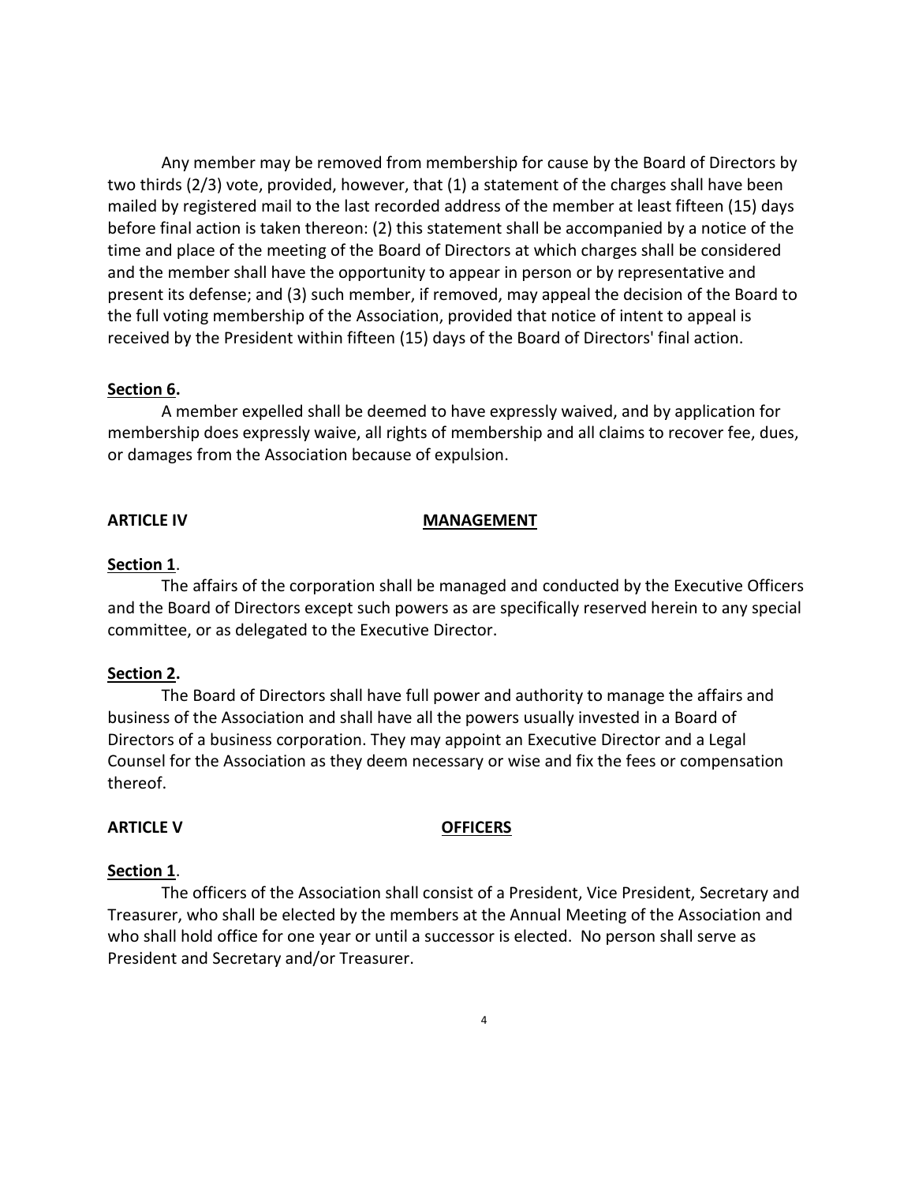Any member may be removed from membership for cause by the Board of Directors by two thirds (2/3) vote, provided, however, that (1) a statement of the charges shall have been mailed by registered mail to the last recorded address of the member at least fifteen (15) days before final action is taken thereon: (2) this statement shall be accompanied by a notice of the time and place of the meeting of the Board of Directors at which charges shall be considered and the member shall have the opportunity to appear in person or by representative and present its defense; and (3) such member, if removed, may appeal the decision of the Board to the full voting membership of the Association, provided that notice of intent to appeal is received by the President within fifteen (15) days of the Board of Directors' final action.

**Section 6.**

A member expelled shall be deemed to have expressly waived, and by application for membership does expressly waive, all rights of membership and all claims to recover fee, dues, or damages from the Association because of expulsion.

## ARTICLE IV MANAGEMENT

**Section 1**.

The affairs of the corporation shall be managed and conducted by the Executive Officers and the Board of Directors except such powers as are specifically reserved herein to any special committee, or as delegated to the Executive Director.

**Section 2.**

The Board of Directors shall have full power and authority to manage the affairs and business of the Association and shall have all the powers usually invested in a Board of Directors of a business corporation. They may appoint an Executive Director and a Legal Counsel for the Association as they deem necessary or wise and fix the fees or compensation thereof.

## ARTICLE V OFFICERS

**Section 1**.

The officers of the Association shall consist of a President, Vice President, Secretary and Treasurer, who shall be elected by the members at the Annual Meeting of the Association and who shall hold office for one year or until a successor is elected. No person shall serve as President and Secretary and/or Treasurer.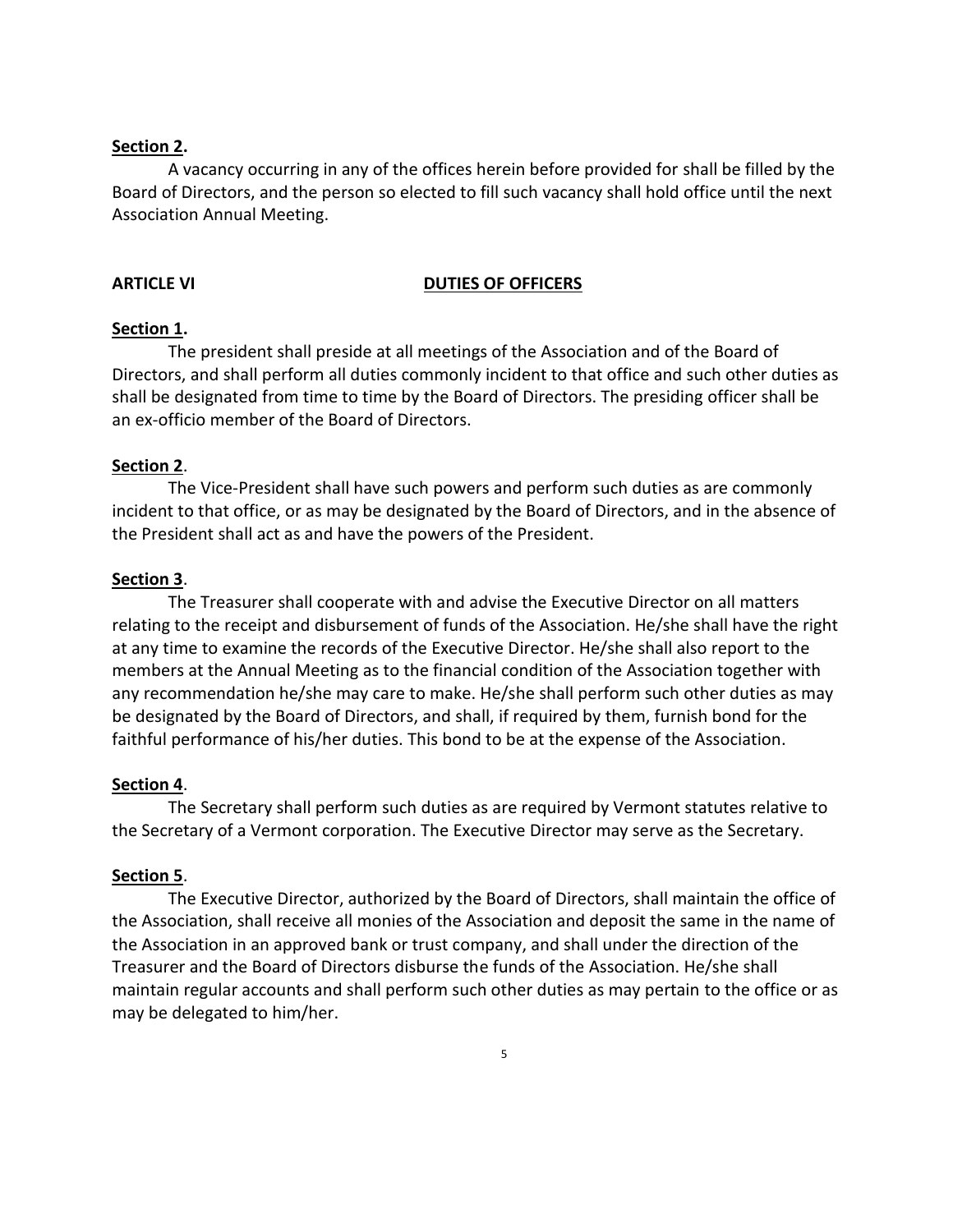**Section 2.**

A vacancy occurring in any of the offices herein before provided for shall be filled by the Board of Directors, and the person so elected to fill such vacancy shall hold office until the next Association Annual Meeting.

## ARTICLE VI DUTIES OF OFFICERS

**Section 1.**

The president shall preside at all meetings of the Association and of the Board of Directors, and shall perform all duties commonly incident to that office and such other duties as shall be designated from time to time by the Board of Directors. The presiding officer shall be an ex-officio member of the Board of Directors.

**Section 2**.

The Vice-President shall have such powers and perform such duties as are commonly incident to that office, or as may be designated by the Board of Directors, and in the absence of the President shall act as and have the powers of the President.

**Section 3**.

The Treasurer shall cooperate with and advise the Executive Director on all matters relating to the receipt and disbursement of funds of the Association. He/she shall have the right at any time to examine the records of the Executive Director. He/she shall also report to the members at the Annual Meeting as to the financial condition of the Association together with any recommendation he/she may care to make. He/she shall perform such other duties as may be designated by the Board of Directors, and shall, if required by them, furnish bond for the faithful performance of his/her duties. This bond to be at the expense of the Association.

**Section 4**.

The Secretary shall perform such duties as are required by Vermont statutes relative to the Secretary of a Vermont corporation. The Executive Director may serve as the Secretary.

**Section 5**.

The Executive Director, authorized by the Board of Directors, shall maintain the office of the Association, shall receive all monies of the Association and deposit the same in the name of the Association in an approved bank or trust company, and shall under the direction of the Treasurer and the Board of Directors disburse the funds of the Association. He/she shall maintain regular accounts and shall perform such other duties as may pertain to the office or as may be delegated to him/her.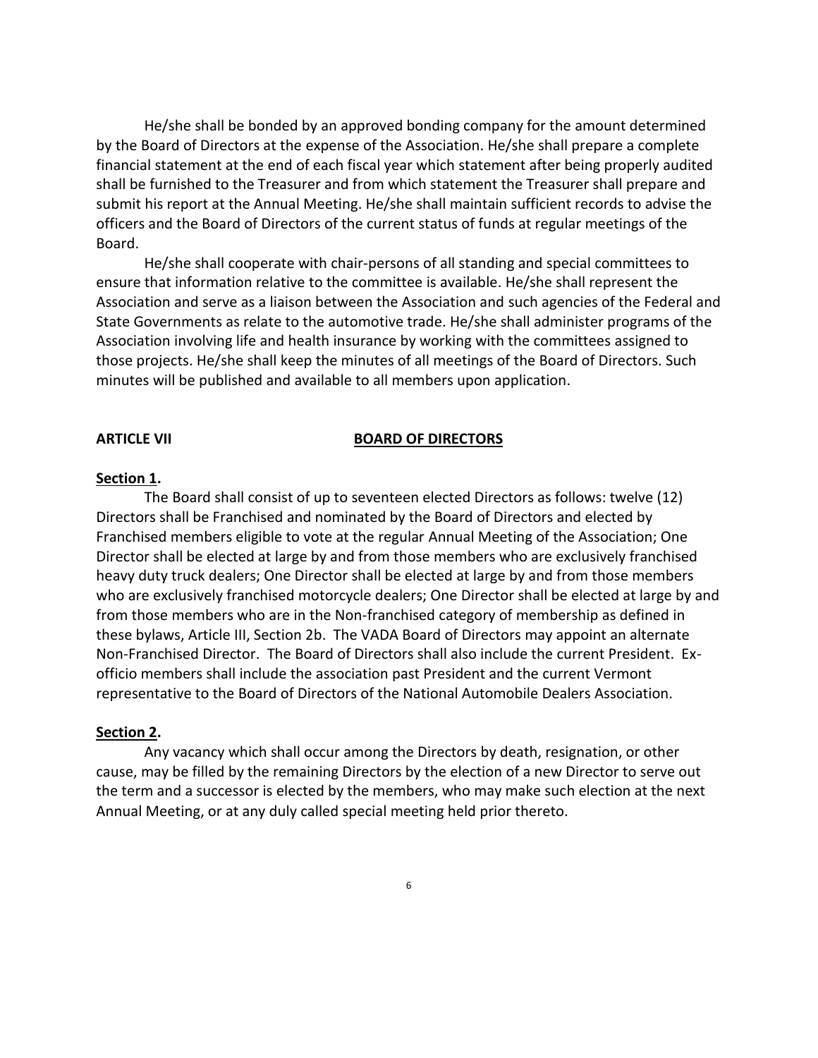He/she shall be bonded by an approved bonding company for the amount determined by the Board of Directors at the expense of the Association. He/she shall prepare a complete financial statement at the end of each fiscal year which statement after being properly audited shall be furnished to the Treasurer and from which statement the Treasurer shall prepare and submit his report at the Annual Meeting. He/she shall maintain sufficient records to advise the officers and the Board of Directors of the current status of funds at regular meetings of the Board.

He/she shall cooperate with chair-persons of all standing and special committees to ensure that information relative to the committee is available. He/she shall represent the Association and serve as a liaison between the Association and such agencies of the Federal and State Governments as relate to the automotive trade. He/she shall administer programs of the Association involving life and health insurance by working with the committees assigned to those projects. He/she shall keep the minutes of all meetings of the Board of Directors. Such minutes will be published and available to all members upon application.

## ARTICLE VII — BOARD OF DIRECTORS

**Section 1.**

The Board shall consist of up to seventeen elected Directors as follows: twelve (12) Directors shall be Franchised and nominated by the Board of Directors and elected by Franchised members eligible to vote at the regular Annual Meeting of the Association; One Director shall be elected at large by and from those members who are exclusively franchised heavy duty truck dealers; One Director shall be elected at large by and from those members who are exclusively franchised motorcycle dealers; One Director shall be elected at large by and from those members who are in the Non-franchised category of membership as defined in these bylaws, Article III, Section 2b. The VADA Board of Directors may appoint an alternate Non-Franchised Director. The Board of Directors shall also include the current President. Ex-officio members shall include the association past President and the current Vermont representative to the Board of Directors of the National Automobile Dealers Association.

**Section 2.**

Any vacancy which shall occur among the Directors by death, resignation, or other cause, may be filled by the remaining Directors by the election of a new Director to serve out the term and a successor is elected by the members, who may make such election at the next Annual Meeting, or at any duly called special meeting held prior thereto.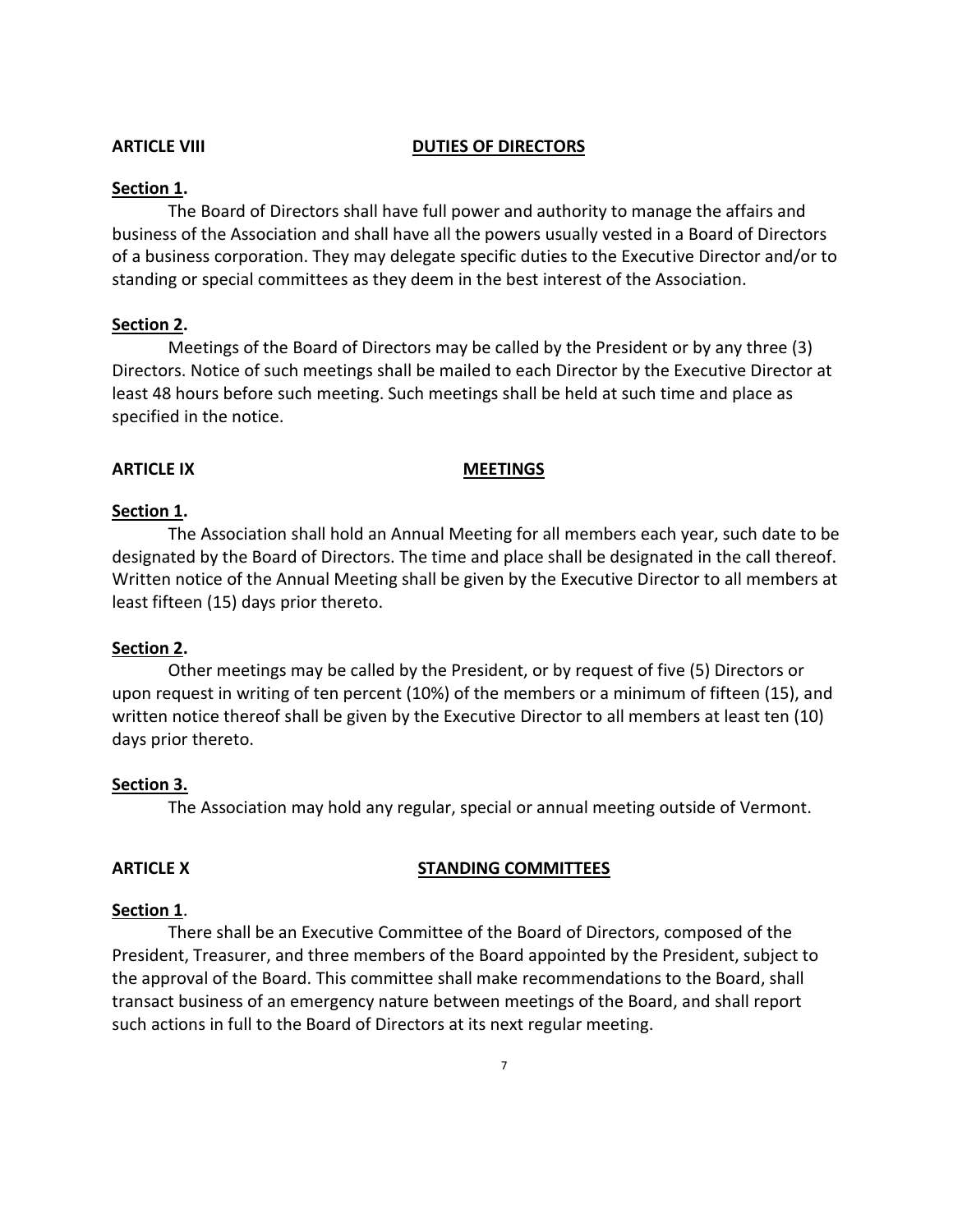## ARTICLE VIII DUTIES OF DIRECTORS

**Section 1.**

The Board of Directors shall have full power and authority to manage the affairs and business of the Association and shall have all the powers usually vested in a Board of Directors of a business corporation. They may delegate specific duties to the Executive Director and/or to standing or special committees as they deem in the best interest of the Association.

**Section 2.**

Meetings of the Board of Directors may be called by the President or by any three (3) Directors. Notice of such meetings shall be mailed to each Director by the Executive Director at least 48 hours before such meeting. Such meetings shall be held at such time and place as specified in the notice.

## ARTICLE IX MEETINGS

**Section 1.**

The Association shall hold an Annual Meeting for all members each year, such date to be designated by the Board of Directors. The time and place shall be designated in the call thereof. Written notice of the Annual Meeting shall be given by the Executive Director to all members at least fifteen (15) days prior thereto.

**Section 2.**

Other meetings may be called by the President, or by request of five (5) Directors or upon request in writing of ten percent (10%) of the members or a minimum of fifteen (15), and written notice thereof shall be given by the Executive Director to all members at least ten (10) days prior thereto.

**Section 3.**

The Association may hold any regular, special or annual meeting outside of Vermont.

## ARTICLE X STANDING COMMITTEES

**Section 1.**

There shall be an Executive Committee of the Board of Directors, composed of the President, Treasurer, and three members of the Board appointed by the President, subject to the approval of the Board. This committee shall make recommendations to the Board, shall transact business of an emergency nature between meetings of the Board, and shall report such actions in full to the Board of Directors at its next regular meeting.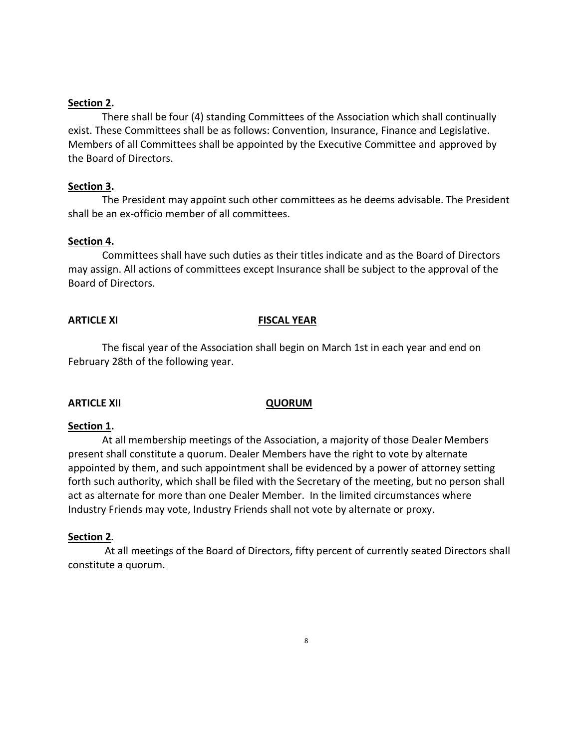**Section 2.**

There shall be four (4) standing Committees of the Association which shall continually exist. These Committees shall be as follows: Convention, Insurance, Finance and Legislative. Members of all Committees shall be appointed by the Executive Committee and approved by the Board of Directors.

**Section 3.**

The President may appoint such other committees as he deems advisable. The President shall be an ex-officio member of all committees.

**Section 4.**

Committees shall have such duties as their titles indicate and as the Board of Directors may assign. All actions of committees except Insurance shall be subject to the approval of the Board of Directors.

## ARTICLE XI FISCAL YEAR

The fiscal year of the Association shall begin on March 1st in each year and end on February 28th of the following year.

## ARTICLE XII QUORUM

**Section 1.**

At all membership meetings of the Association, a majority of those Dealer Members present shall constitute a quorum. Dealer Members have the right to vote by alternate appointed by them, and such appointment shall be evidenced by a power of attorney setting forth such authority, which shall be filed with the Secretary of the meeting, but no person shall act as alternate for more than one Dealer Member. In the limited circumstances where Industry Friends may vote, Industry Friends shall not vote by alternate or proxy.

**Section 2.**

At all meetings of the Board of Directors, fifty percent of currently seated Directors shall constitute a quorum.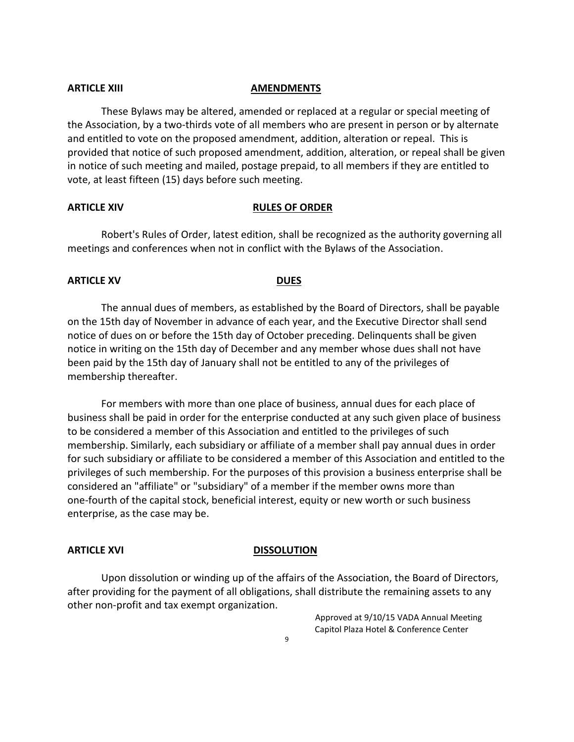## ARTICLE XIII AMENDMENTS

These Bylaws may be altered, amended or replaced at a regular or special meeting of the Association, by a two-thirds vote of all members who are present in person or by alternate and entitled to vote on the proposed amendment, addition, alteration or repeal. This is provided that notice of such proposed amendment, addition, alteration, or repeal shall be given in notice of such meeting and mailed, postage prepaid, to all members if they are entitled to vote, at least fifteen (15) days before such meeting.

## ARTICLE XIV RULES OF ORDER

Robert's Rules of Order, latest edition, shall be recognized as the authority governing all meetings and conferences when not in conflict with the Bylaws of the Association.

## ARTICLE XV DUES

The annual dues of members, as established by the Board of Directors, shall be payable on the 15th day of November in advance of each year, and the Executive Director shall send notice of dues on or before the 15th day of October preceding. Delinquents shall be given notice in writing on the 15th day of December and any member whose dues shall not have been paid by the 15th day of January shall not be entitled to any of the privileges of membership thereafter.

For members with more than one place of business, annual dues for each place of business shall be paid in order for the enterprise conducted at any such given place of business to be considered a member of this Association and entitled to the privileges of such membership. Similarly, each subsidiary or affiliate of a member shall pay annual dues in order for such subsidiary or affiliate to be considered a member of this Association and entitled to the privileges of such membership. For the purposes of this provision a business enterprise shall be considered an "affiliate" or "subsidiary" of a member if the member owns more than one-fourth of the capital stock, beneficial interest, equity or new worth or such business enterprise, as the case may be.

## ARTICLE XVI DISSOLUTION

Upon dissolution or winding up of the affairs of the Association, the Board of Directors, after providing for the payment of all obligations, shall distribute the remaining assets to any other non-profit and tax exempt organization.

Approved at 9/10/15 VADA Annual Meeting
Capitol Plaza Hotel & Conference Center